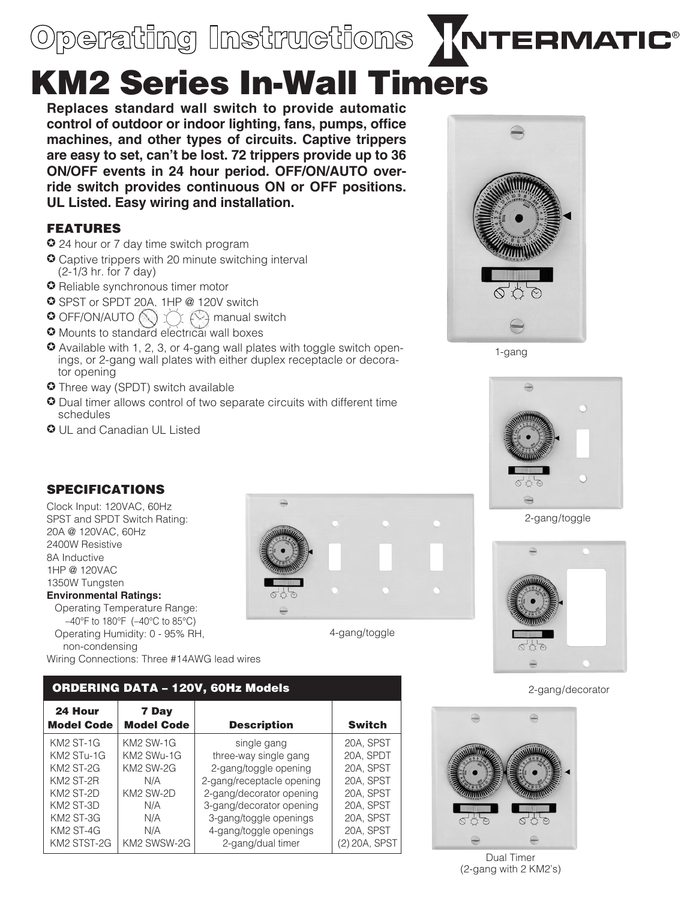# Operating Instructions INTERMATIC®

# KM2 Series In-Wall Timers

**Replaces standard wall switch to provide automatic control of outdoor or indoor lighting, fans, pumps, office machines, and other types of circuits. Captive trippers are easy to set, can't be lost. 72 trippers provide up to 36 ON/OFF events in 24 hour period. OFF/ON/AUTO override switch provides continuous ON or OFF positions. UL Listed. Easy wiring and installation.**

## FEATURES

- 24 hour or 7 day time switch program
- Captive trippers with 20 minute switching interval (2-1/3 hr. for 7 day)
- Reliable synchronous timer motor
- SPST or SPDT 20A, 1HP @ 120V switch
- OFF/ON/AUTO manual switch
- Mounts to standard electrical wall boxes
- Available with 1, 2, 3, or 4-gang wall plates with toggle switch openings, or 2-gang wall plates with either duplex receptacle or decorator opening
- Three way (SPDT) switch available
- Dual timer allows control of two separate circuits with different time schedules
- UL and Canadian UL Listed

1-gang

2-gang/toggle

## SPECIFICATIONS

Clock Input: 120VAC, 60Hz
SPST and SPDT Switch Rating:
20A @ 120VAC, 60Hz
2400W Resistive
8A Inductive
1HP @ 120VAC
1350W Tungsten

**Environmental Ratings:**
Operating Temperature Range:
–40°F to 180°F (–40°C to 85°C)
Operating Humidity: 0 - 95% RH, non-condensing

Wiring Connections: Three #14AWG lead wires

4-gang/toggle

2-gang/decorator

## ORDERING DATA – 120V, 60Hz Models

| 24 Hour Model Code | 7 Day Model Code | Description | Switch |
|---|---|---|---|
| KM2 ST-1G | KM2 SW-1G | single gang | 20A, SPST |
| KM2 STu-1G | KM2 SWu-1G | three-way single gang | 20A, SPDT |
| KM2 ST-2G | KM2 SW-2G | 2-gang/toggle opening | 20A, SPST |
| KM2 ST-2R | N/A | 2-gang/receptacle opening | 20A, SPST |
| KM2 ST-2D | KM2 SW-2D | 2-gang/decorator opening | 20A, SPST |
| KM2 ST-3D | N/A | 3-gang/decorator opening | 20A, SPST |
| KM2 ST-3G | N/A | 3-gang/toggle openings | 20A, SPST |
| KM2 ST-4G | N/A | 4-gang/toggle openings | 20A, SPST |
| KM2 STST-2G | KM2 SWSW-2G | 2-gang/dual timer | (2) 20A, SPST |

Dual Timer (2-gang with 2 KM2's)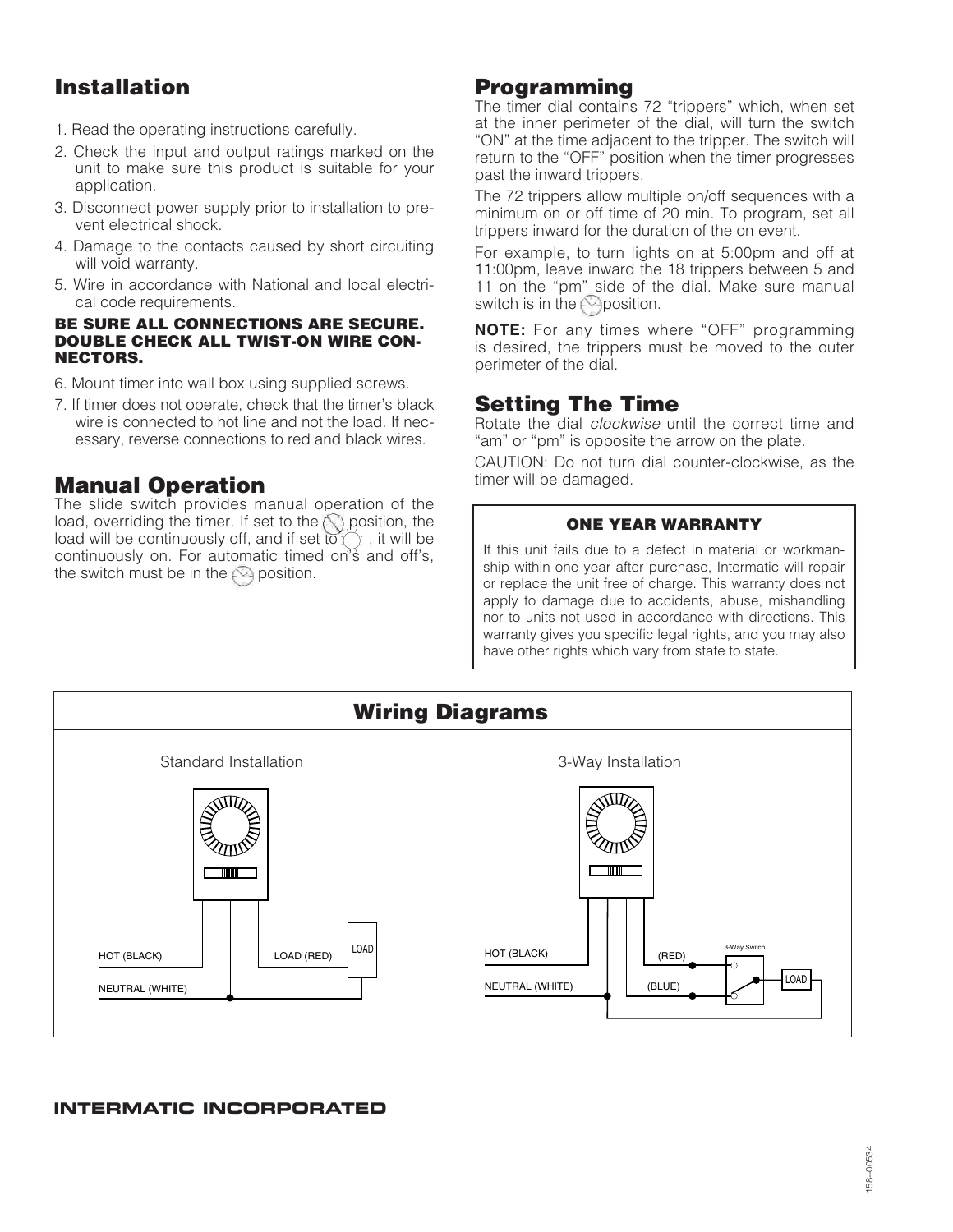## Installation

1. Read the operating instructions carefully.
2. Check the input and output ratings marked on the unit to make sure this product is suitable for your application.
3. Disconnect power supply prior to installation to prevent electrical shock.
4. Damage to the contacts caused by short circuiting will void warranty.
5. Wire in accordance with National and local electrical code requirements.

**BE SURE ALL CONNECTIONS ARE SECURE. DOUBLE CHECK ALL TWIST-ON WIRE CONNECTORS.**

6. Mount timer into wall box using supplied screws.
7. If timer does not operate, check that the timer's black wire is connected to hot line and not the load. If necessary, reverse connections to red and black wires.

## Manual Operation

The slide switch provides manual operation of the load, overriding the timer. If set to the position, the load will be continuously off, and if set to , it will be continuously on. For automatic timed on's and off's, the switch must be in the position.

## Programming

The timer dial contains 72 "trippers" which, when set at the inner perimeter of the dial, will turn the switch "ON" at the time adjacent to the tripper. The switch will return to the "OFF" position when the timer progresses past the inward trippers.

The 72 trippers allow multiple on/off sequences with a minimum on or off time of 20 min. To program, set all trippers inward for the duration of the on event.

For example, to turn lights on at 5:00pm and off at 11:00pm, leave inward the 18 trippers between 5 and 11 on the "pm" side of the dial. Make sure manual switch is in the position.

**NOTE:** For any times where "OFF" programming is desired, the trippers must be moved to the outer perimeter of the dial.

## Setting The Time

Rotate the dial *clockwise* until the correct time and "am" or "pm" is opposite the arrow on the plate.

CAUTION: Do not turn dial counter-clockwise, as the timer will be damaged.

### ONE YEAR WARRANTY

If this unit fails due to a defect in material or workmanship within one year after purchase, Intermatic will repair or replace the unit free of charge. This warranty does not apply to damage due to accidents, abuse, mishandling nor to units not used in accordance with directions. This warranty gives you specific legal rights, and you may also have other rights which vary from state to state.

## Wiring Diagrams

Standard Installation

HOT (BLACK)

LOAD (RED)

LOAD

NEUTRAL (WHITE)

3-Way Installation

HOT (BLACK)

(RED)

3-Way Switch

LOAD

NEUTRAL (WHITE)

(BLUE)

**INTERMATIC INCORPORATED**

158-00534